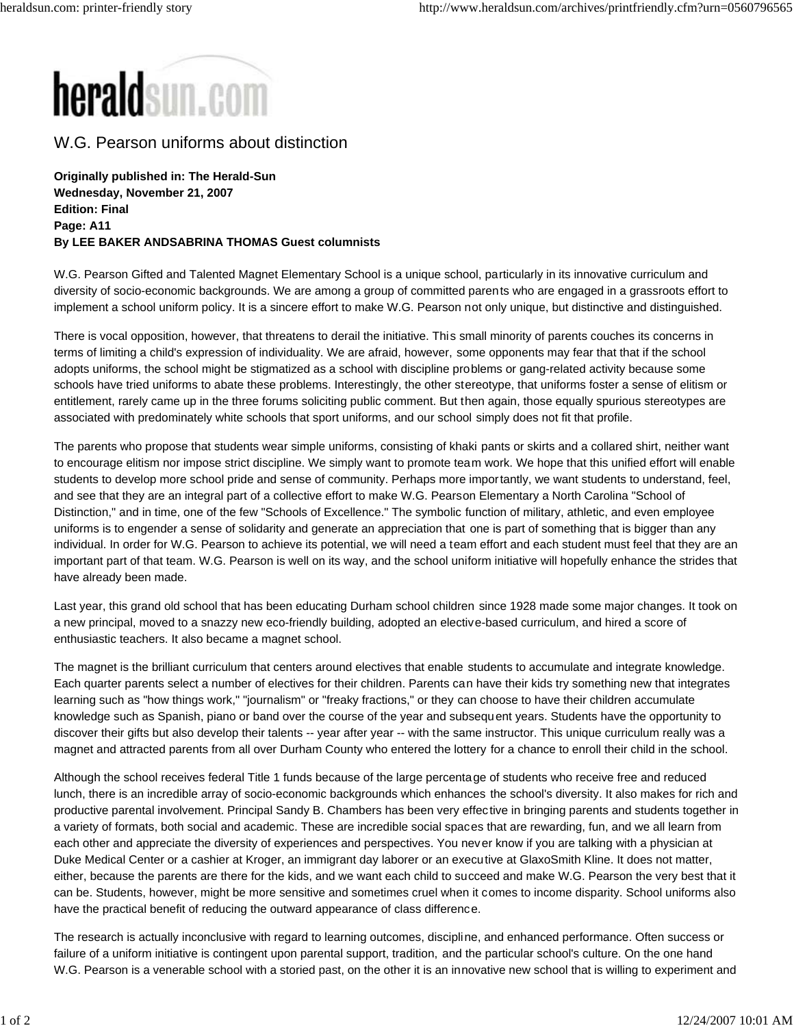# W.G. Pearson uniforms about distinction

**Originally published in: The Herald-Sun**
**Wednesday, November 21, 2007**
**Edition: Final**
**Page: A11**
**By LEE BAKER ANDSABRINA THOMAS Guest columnists**

W.G. Pearson Gifted and Talented Magnet Elementary School is a unique school, particularly in its innovative curriculum and diversity of socio-economic backgrounds. We are among a group of committed parents who are engaged in a grassroots effort to implement a school uniform policy. It is a sincere effort to make W.G. Pearson not only unique, but distinctive and distinguished.

There is vocal opposition, however, that threatens to derail the initiative. This small minority of parents couches its concerns in terms of limiting a child's expression of individuality. We are afraid, however, some opponents may fear that that if the school adopts uniforms, the school might be stigmatized as a school with discipline problems or gang-related activity because some schools have tried uniforms to abate these problems. Interestingly, the other stereotype, that uniforms foster a sense of elitism or entitlement, rarely came up in the three forums soliciting public comment. But then again, those equally spurious stereotypes are associated with predominately white schools that sport uniforms, and our school simply does not fit that profile.

The parents who propose that students wear simple uniforms, consisting of khaki pants or skirts and a collared shirt, neither want to encourage elitism nor impose strict discipline. We simply want to promote team work. We hope that this unified effort will enable students to develop more school pride and sense of community. Perhaps more importantly, we want students to understand, feel, and see that they are an integral part of a collective effort to make W.G. Pearson Elementary a North Carolina "School of Distinction," and in time, one of the few "Schools of Excellence." The symbolic function of military, athletic, and even employee uniforms is to engender a sense of solidarity and generate an appreciation that one is part of something that is bigger than any individual. In order for W.G. Pearson to achieve its potential, we will need a team effort and each student must feel that they are an important part of that team. W.G. Pearson is well on its way, and the school uniform initiative will hopefully enhance the strides that have already been made.

Last year, this grand old school that has been educating Durham school children since 1928 made some major changes. It took on a new principal, moved to a snazzy new eco-friendly building, adopted an elective-based curriculum, and hired a score of enthusiastic teachers. It also became a magnet school.

The magnet is the brilliant curriculum that centers around electives that enable students to accumulate and integrate knowledge. Each quarter parents select a number of electives for their children. Parents can have their kids try something new that integrates learning such as "how things work," "journalism" or "freaky fractions," or they can choose to have their children accumulate knowledge such as Spanish, piano or band over the course of the year and subsequent years. Students have the opportunity to discover their gifts but also develop their talents -- year after year -- with the same instructor. This unique curriculum really was a magnet and attracted parents from all over Durham County who entered the lottery for a chance to enroll their child in the school.

Although the school receives federal Title 1 funds because of the large percentage of students who receive free and reduced lunch, there is an incredible array of socio-economic backgrounds which enhances the school's diversity. It also makes for rich and productive parental involvement. Principal Sandy B. Chambers has been very effective in bringing parents and students together in a variety of formats, both social and academic. These are incredible social spaces that are rewarding, fun, and we all learn from each other and appreciate the diversity of experiences and perspectives. You never know if you are talking with a physician at Duke Medical Center or a cashier at Kroger, an immigrant day laborer or an executive at GlaxoSmith Kline. It does not matter, either, because the parents are there for the kids, and we want each child to succeed and make W.G. Pearson the very best that it can be. Students, however, might be more sensitive and sometimes cruel when it comes to income disparity. School uniforms also have the practical benefit of reducing the outward appearance of class difference.

The research is actually inconclusive with regard to learning outcomes, discipline, and enhanced performance. Often success or failure of a uniform initiative is contingent upon parental support, tradition, and the particular school's culture. On the one hand W.G. Pearson is a venerable school with a storied past, on the other it is an innovative new school that is willing to experiment and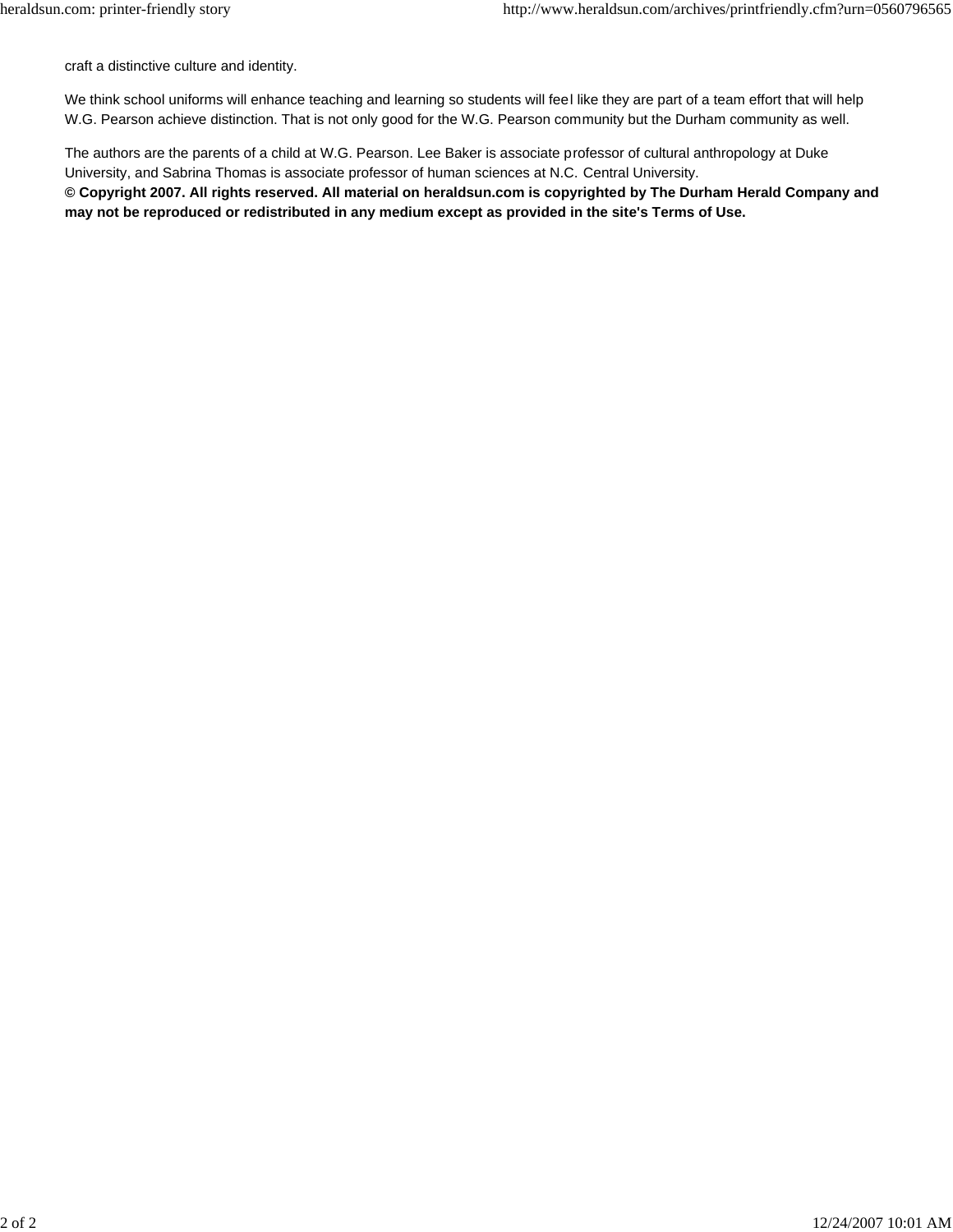craft a distinctive culture and identity.

We think school uniforms will enhance teaching and learning so students will feel like they are part of a team effort that will help W.G. Pearson achieve distinction. That is not only good for the W.G. Pearson community but the Durham community as well.

The authors are the parents of a child at W.G. Pearson. Lee Baker is associate professor of cultural anthropology at Duke University, and Sabrina Thomas is associate professor of human sciences at N.C. Central University.

**© Copyright 2007. All rights reserved. All material on heraldsun.com is copyrighted by The Durham Herald Company and may not be reproduced or redistributed in any medium except as provided in the site's Terms of Use.**